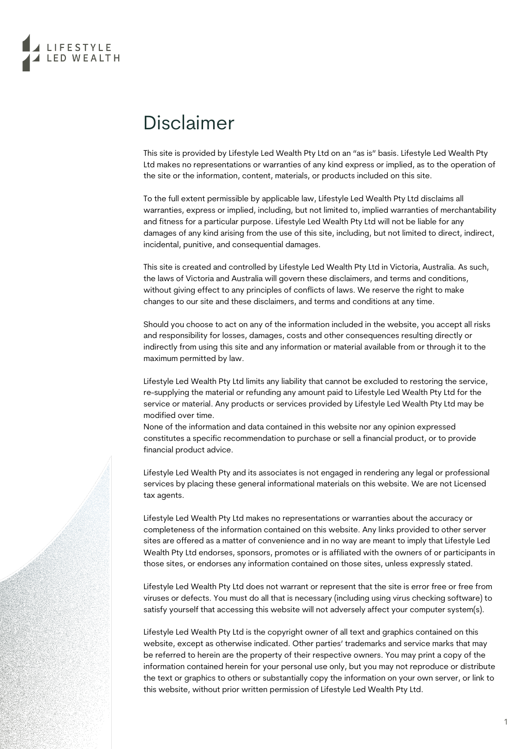LIFESTYLE LED WEALTH

# Disclaimer

This site is provided by Lifestyle Led Wealth Pty Ltd on an "as is" basis. Lifestyle Led Wealth Pty Ltd makes no representations or warranties of any kind express or implied, as to the operation of the site or the information, content, materials, or products included on this site.

To the full extent permissible by applicable law, Lifestyle Led Wealth Pty Ltd disclaims all warranties, express or implied, including, but not limited to, implied warranties of merchantability and fitness for a particular purpose. Lifestyle Led Wealth Pty Ltd will not be liable for any damages of any kind arising from the use of this site, including, but not limited to direct, indirect, incidental, punitive, and consequential damages.

This site is created and controlled by Lifestyle Led Wealth Pty Ltd in Victoria, Australia. As such, the laws of Victoria and Australia will govern these disclaimers, and terms and conditions, without giving effect to any principles of conflicts of laws. We reserve the right to make changes to our site and these disclaimers, and terms and conditions at any time.

Should you choose to act on any of the information included in the website, you accept all risks and responsibility for losses, damages, costs and other consequences resulting directly or indirectly from using this site and any information or material available from or through it to the maximum permitted by law.

Lifestyle Led Wealth Pty Ltd limits any liability that cannot be excluded to restoring the service, re-supplying the material or refunding any amount paid to Lifestyle Led Wealth Pty Ltd for the service or material. Any products or services provided by Lifestyle Led Wealth Pty Ltd may be modified over time.
None of the information and data contained in this website nor any opinion expressed constitutes a specific recommendation to purchase or sell a financial product, or to provide financial product advice.

Lifestyle Led Wealth Pty and its associates is not engaged in rendering any legal or professional services by placing these general informational materials on this website. We are not Licensed tax agents.

Lifestyle Led Wealth Pty Ltd makes no representations or warranties about the accuracy or completeness of the information contained on this website. Any links provided to other server sites are offered as a matter of convenience and in no way are meant to imply that Lifestyle Led Wealth Pty Ltd endorses, sponsors, promotes or is affiliated with the owners of or participants in those sites, or endorses any information contained on those sites, unless expressly stated.

Lifestyle Led Wealth Pty Ltd does not warrant or represent that the site is error free or free from viruses or defects. You must do all that is necessary (including using virus checking software) to satisfy yourself that accessing this website will not adversely affect your computer system(s).

Lifestyle Led Wealth Pty Ltd is the copyright owner of all text and graphics contained on this website, except as otherwise indicated. Other parties' trademarks and service marks that may be referred to herein are the property of their respective owners. You may print a copy of the information contained herein for your personal use only, but you may not reproduce or distribute the text or graphics to others or substantially copy the information on your own server, or link to this website, without prior written permission of Lifestyle Led Wealth Pty Ltd.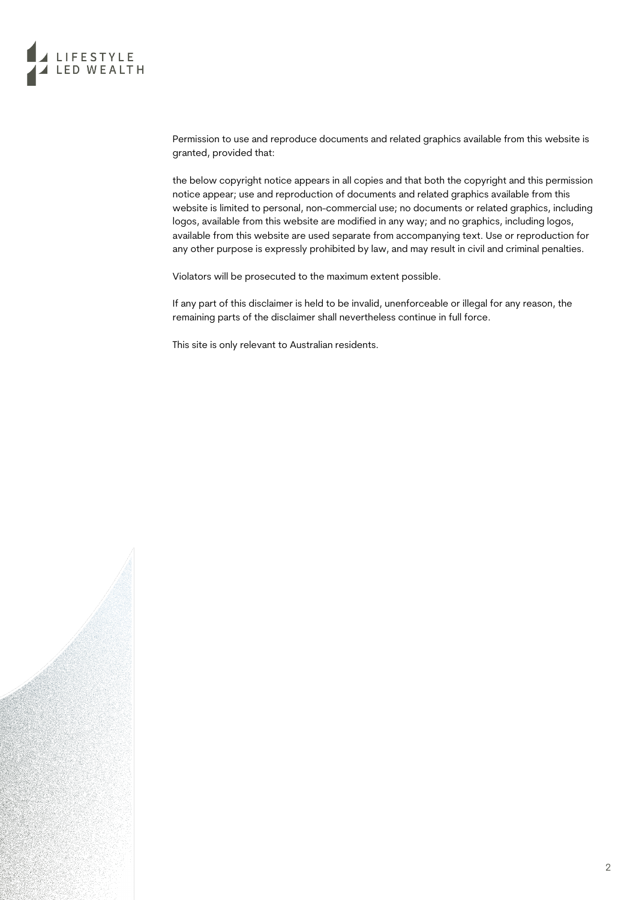Permission to use and reproduce documents and related graphics available from this website is granted, provided that:

the below copyright notice appears in all copies and that both the copyright and this permission notice appear; use and reproduction of documents and related graphics available from this website is limited to personal, non-commercial use; no documents or related graphics, including logos, available from this website are modified in any way; and no graphics, including logos, available from this website are used separate from accompanying text. Use or reproduction for any other purpose is expressly prohibited by law, and may result in civil and criminal penalties.

Violators will be prosecuted to the maximum extent possible.

If any part of this disclaimer is held to be invalid, unenforceable or illegal for any reason, the remaining parts of the disclaimer shall nevertheless continue in full force.

This site is only relevant to Australian residents.